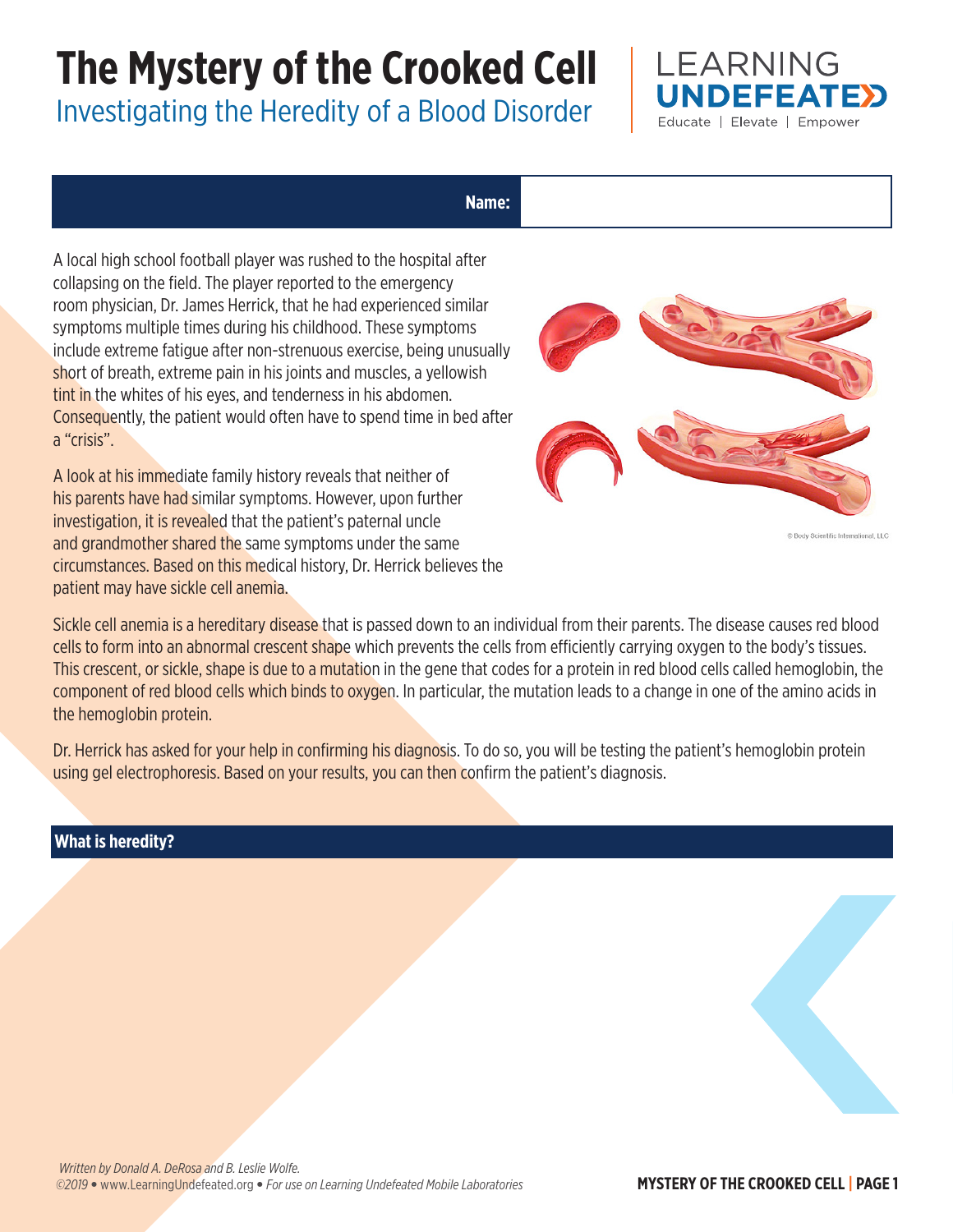# The Mystery of the Crooked Cell

## Investigating the Heredity of a Blood Disorder

LEARNING UNDEFEATED
Educate | Elevate | Empower

**Name:**

A local high school football player was rushed to the hospital after collapsing on the field. The player reported to the emergency room physician, Dr. James Herrick, that he had experienced similar symptoms multiple times during his childhood. These symptoms include extreme fatigue after non-strenuous exercise, being unusually short of breath, extreme pain in his joints and muscles, a yellowish tint in the whites of his eyes, and tenderness in his abdomen. Consequently, the patient would often have to spend time in bed after a "crisis".

A look at his immediate family history reveals that neither of his parents have had similar symptoms. However, upon further investigation, it is revealed that the patient's paternal uncle and grandmother shared the same symptoms under the same circumstances. Based on this medical history, Dr. Herrick believes the patient may have sickle cell anemia.

© Body Scientific International, LLC

Sickle cell anemia is a hereditary disease that is passed down to an individual from their parents. The disease causes red blood cells to form into an abnormal crescent shape which prevents the cells from efficiently carrying oxygen to the body's tissues. This crescent, or sickle, shape is due to a mutation in the gene that codes for a protein in red blood cells called hemoglobin, the component of red blood cells which binds to oxygen. In particular, the mutation leads to a change in one of the amino acids in the hemoglobin protein.

Dr. Herrick has asked for your help in confirming his diagnosis. To do so, you will be testing the patient's hemoglobin protein using gel electrophoresis. Based on your results, you can then confirm the patient's diagnosis.

### What is heredity?

*Written by Donald A. DeRosa and B. Leslie Wolfe.*
*©2019* • www.LearningUndefeated.org • *For use on Learning Undefeated Mobile Laboratories*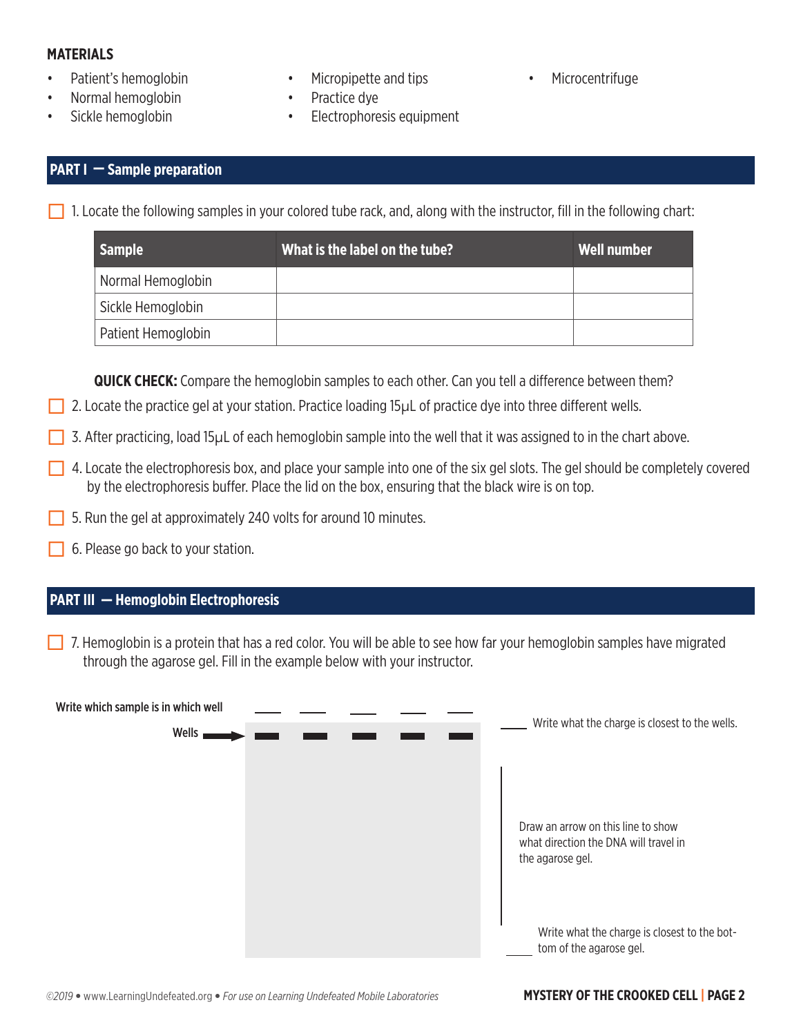**MATERIALS**

- Patient's hemoglobin
- Normal hemoglobin
- Sickle hemoglobin
- Micropipette and tips
- Practice dye
- Electrophoresis equipment
- Microcentrifuge

## PART I — Sample preparation

☐ 1. Locate the following samples in your colored tube rack, and, along with the instructor, fill in the following chart:

| Sample | What is the label on the tube? | Well number |
|---|---|---|
| Normal Hemoglobin | | |
| Sickle Hemoglobin | | |
| Patient Hemoglobin | | |

**QUICK CHECK:** Compare the hemoglobin samples to each other. Can you tell a difference between them?

☐ 2. Locate the practice gel at your station. Practice loading 15µL of practice dye into three different wells.

☐ 3. After practicing, load 15µL of each hemoglobin sample into the well that it was assigned to in the chart above.

☐ 4. Locate the electrophoresis box, and place your sample into one of the six gel slots. The gel should be completely covered by the electrophoresis buffer. Place the lid on the box, ensuring that the black wire is on top.

☐ 5. Run the gel at approximately 240 volts for around 10 minutes.

☐ 6. Please go back to your station.

## PART III — Hemoglobin Electrophoresis

☐ 7. Hemoglobin is a protein that has a red color. You will be able to see how far your hemoglobin samples have migrated through the agarose gel. Fill in the example below with your instructor.

Write which sample is in which well ____ ____ ____ ____ ____

Wells

____ Write what the charge is closest to the wells.

Draw an arrow on this line to show what direction the DNA will travel in the agarose gel.

____ Write what the charge is closest to the bottom of the agarose gel.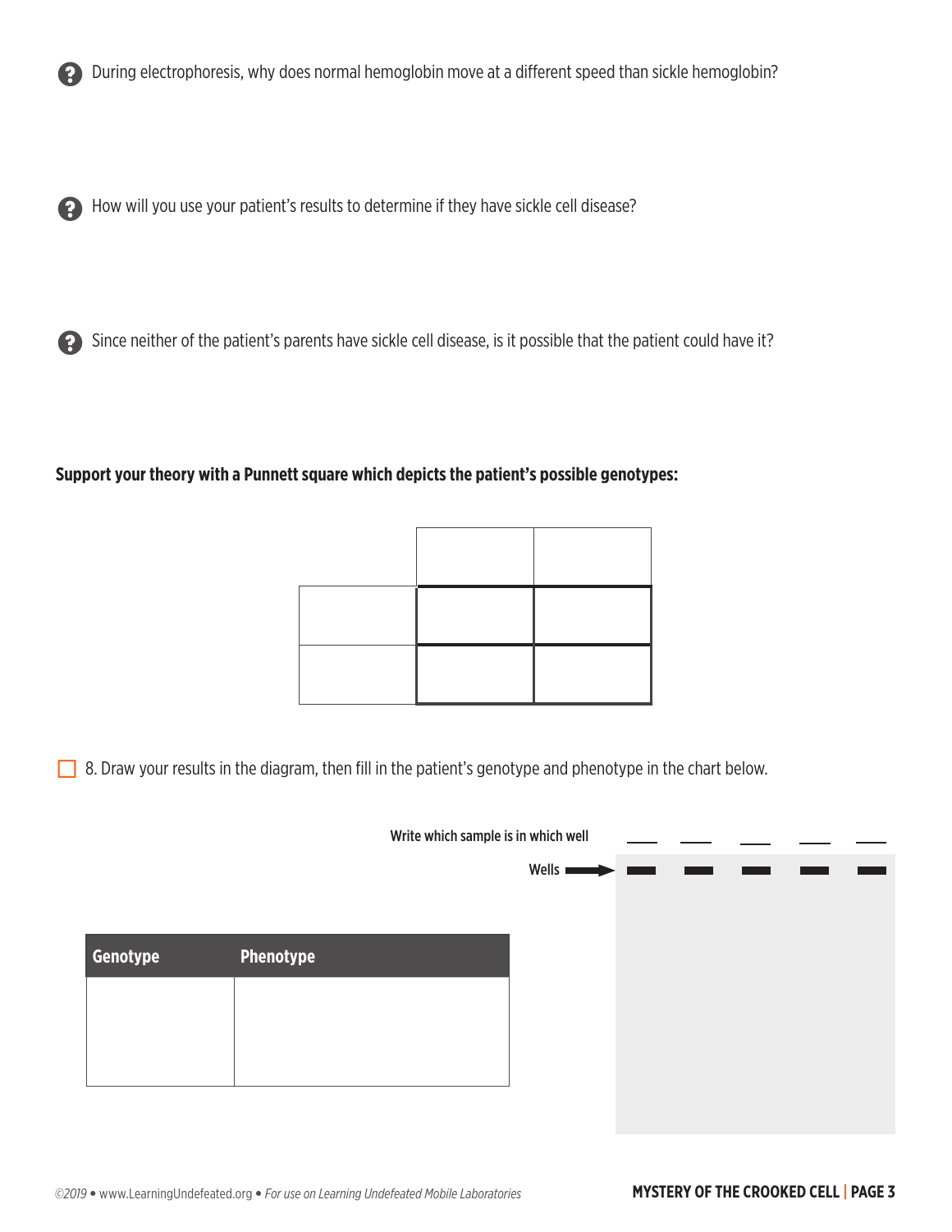During electrophoresis, why does normal hemoglobin move at a different speed than sickle hemoglobin?

How will you use your patient's results to determine if they have sickle cell disease?

Since neither of the patient's parents have sickle cell disease, is it possible that the patient could have it?

**Support your theory with a Punnett square which depicts the patient's possible genotypes:**

| | | |
|---|---|---|
| | | |
| | | |

☐ 8. Draw your results in the diagram, then fill in the patient's genotype and phenotype in the chart below.

Write which sample is in which well

Wells

| Genotype | Phenotype |
|---|---|
| | |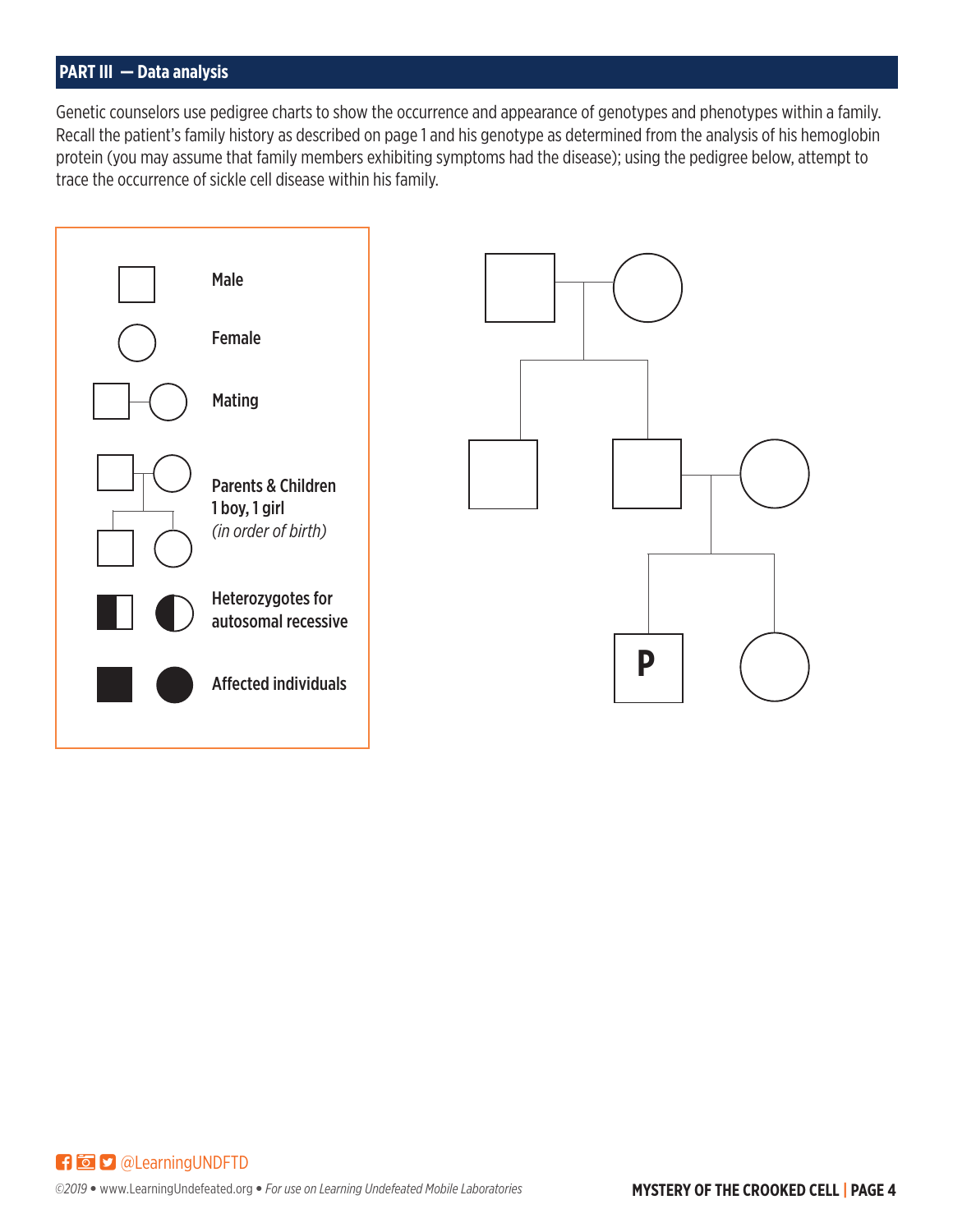## PART III — Data analysis

Genetic counselors use pedigree charts to show the occurrence and appearance of genotypes and phenotypes within a family. Recall the patient's family history as described on page 1 and his genotype as determined from the analysis of his hemoglobin protein (you may assume that family members exhibiting symptoms had the disease); using the pedigree below, attempt to trace the occurrence of sickle cell disease within his family.

Male

Female

Mating

Parents & Children
1 boy, 1 girl
*(in order of birth)*

Heterozygotes for autosomal recessive

Affected individuals

P

@LearningUNDFTD

©2019 • www.LearningUndefeated.org • *For use on Learning Undefeated Mobile Laboratories*